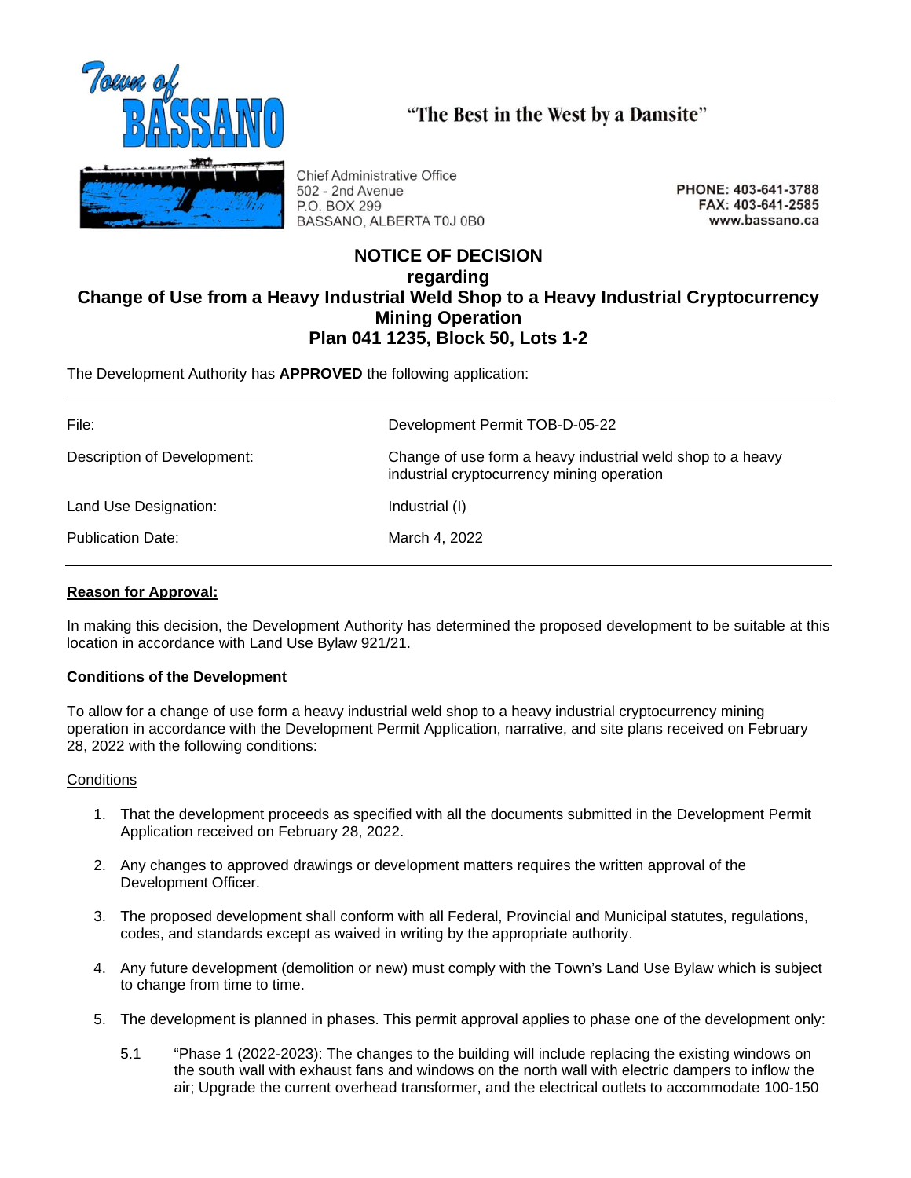Town of BASSANO

"The Best in the West by a Damsite"

Chief Administrative Office
502 - 2nd Avenue
P.O. BOX 299
BASSANO, ALBERTA T0J 0B0

PHONE: 403-641-3788
FAX: 403-641-2585
www.bassano.ca

# NOTICE OF DECISION
## regarding
## Change of Use from a Heavy Industrial Weld Shop to a Heavy Industrial Cryptocurrency Mining Operation
## Plan 041 1235, Block 50, Lots 1-2

The Development Authority has **APPROVED** the following application:

| | |
|---|---|
| File: | Development Permit TOB-D-05-22 |
| Description of Development: | Change of use form a heavy industrial weld shop to a heavy industrial cryptocurrency mining operation |
| Land Use Designation: | Industrial (I) |
| Publication Date: | March 4, 2022 |

**Reason for Approval:**

In making this decision, the Development Authority has determined the proposed development to be suitable at this location in accordance with Land Use Bylaw 921/21.

**Conditions of the Development**

To allow for a change of use form a heavy industrial weld shop to a heavy industrial cryptocurrency mining operation in accordance with the Development Permit Application, narrative, and site plans received on February 28, 2022 with the following conditions:

Conditions

1. That the development proceeds as specified with all the documents submitted in the Development Permit Application received on February 28, 2022.
2. Any changes to approved drawings or development matters requires the written approval of the Development Officer.
3. The proposed development shall conform with all Federal, Provincial and Municipal statutes, regulations, codes, and standards except as waived in writing by the appropriate authority.
4. Any future development (demolition or new) must comply with the Town's Land Use Bylaw which is subject to change from time to time.
5. The development is planned in phases. This permit approval applies to phase one of the development only:

   5.1 "Phase 1 (2022-2023): The changes to the building will include replacing the existing windows on the south wall with exhaust fans and windows on the north wall with electric dampers to inflow the air; Upgrade the current overhead transformer, and the electrical outlets to accommodate 100-150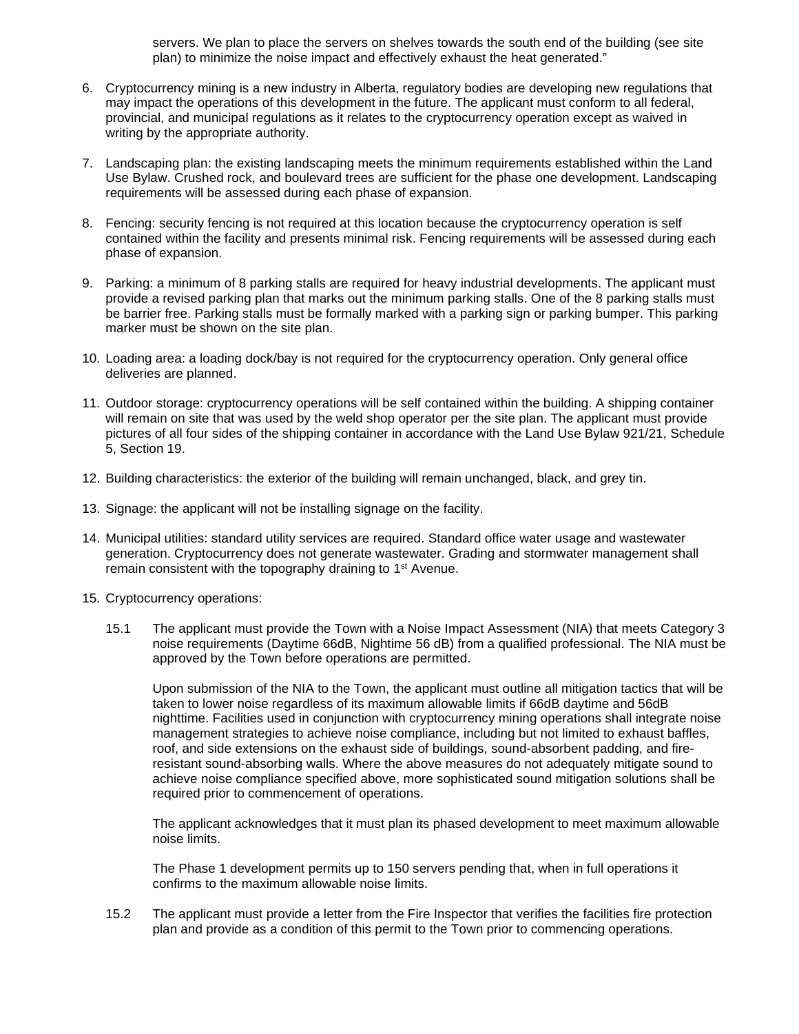servers. We plan to place the servers on shelves towards the south end of the building (see site plan) to minimize the noise impact and effectively exhaust the heat generated."

6. Cryptocurrency mining is a new industry in Alberta, regulatory bodies are developing new regulations that may impact the operations of this development in the future. The applicant must conform to all federal, provincial, and municipal regulations as it relates to the cryptocurrency operation except as waived in writing by the appropriate authority.

7. Landscaping plan: the existing landscaping meets the minimum requirements established within the Land Use Bylaw. Crushed rock, and boulevard trees are sufficient for the phase one development. Landscaping requirements will be assessed during each phase of expansion.

8. Fencing: security fencing is not required at this location because the cryptocurrency operation is self contained within the facility and presents minimal risk. Fencing requirements will be assessed during each phase of expansion.

9. Parking: a minimum of 8 parking stalls are required for heavy industrial developments. The applicant must provide a revised parking plan that marks out the minimum parking stalls. One of the 8 parking stalls must be barrier free. Parking stalls must be formally marked with a parking sign or parking bumper. This parking marker must be shown on the site plan.

10. Loading area: a loading dock/bay is not required for the cryptocurrency operation. Only general office deliveries are planned.

11. Outdoor storage: cryptocurrency operations will be self contained within the building. A shipping container will remain on site that was used by the weld shop operator per the site plan. The applicant must provide pictures of all four sides of the shipping container in accordance with the Land Use Bylaw 921/21, Schedule 5, Section 19.

12. Building characteristics: the exterior of the building will remain unchanged, black, and grey tin.

13. Signage: the applicant will not be installing signage on the facility.

14. Municipal utilities: standard utility services are required. Standard office water usage and wastewater generation. Cryptocurrency does not generate wastewater. Grading and stormwater management shall remain consistent with the topography draining to 1st Avenue.

15. Cryptocurrency operations:

    15.1 The applicant must provide the Town with a Noise Impact Assessment (NIA) that meets Category 3 noise requirements (Daytime 66dB, Nightime 56 dB) from a qualified professional. The NIA must be approved by the Town before operations are permitted.

    Upon submission of the NIA to the Town, the applicant must outline all mitigation tactics that will be taken to lower noise regardless of its maximum allowable limits if 66dB daytime and 56dB nighttime. Facilities used in conjunction with cryptocurrency mining operations shall integrate noise management strategies to achieve noise compliance, including but not limited to exhaust baffles, roof, and side extensions on the exhaust side of buildings, sound-absorbent padding, and fire-resistant sound-absorbing walls. Where the above measures do not adequately mitigate sound to achieve noise compliance specified above, more sophisticated sound mitigation solutions shall be required prior to commencement of operations.

    The applicant acknowledges that it must plan its phased development to meet maximum allowable noise limits.

    The Phase 1 development permits up to 150 servers pending that, when in full operations it confirms to the maximum allowable noise limits.

    15.2 The applicant must provide a letter from the Fire Inspector that verifies the facilities fire protection plan and provide as a condition of this permit to the Town prior to commencing operations.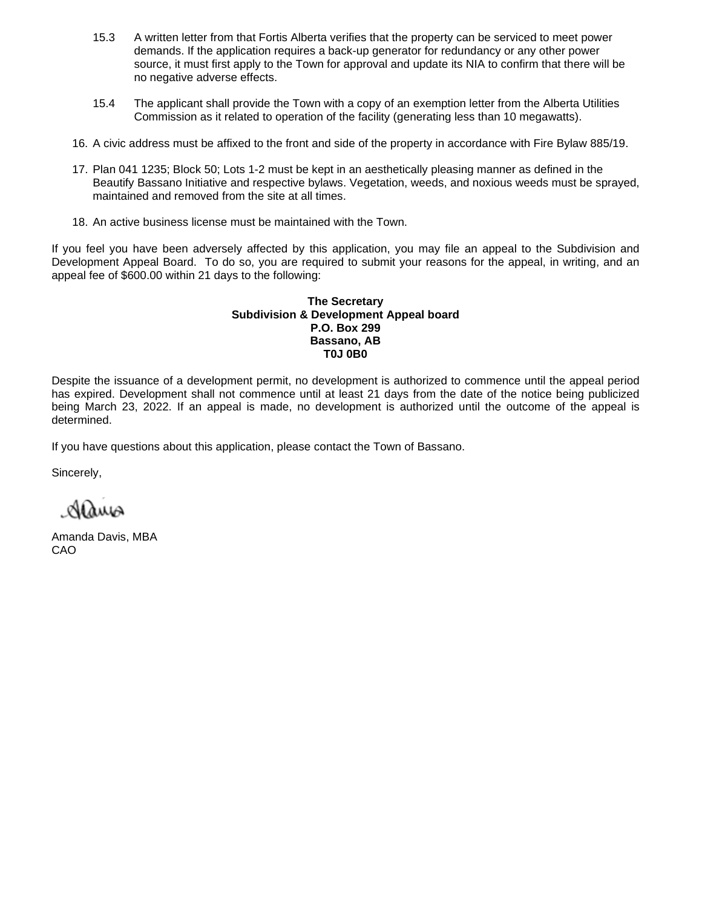15.3 A written letter from that Fortis Alberta verifies that the property can be serviced to meet power demands. If the application requires a back-up generator for redundancy or any other power source, it must first apply to the Town for approval and update its NIA to confirm that there will be no negative adverse effects.

15.4 The applicant shall provide the Town with a copy of an exemption letter from the Alberta Utilities Commission as it related to operation of the facility (generating less than 10 megawatts).

16. A civic address must be affixed to the front and side of the property in accordance with Fire Bylaw 885/19.
17. Plan 041 1235; Block 50; Lots 1-2 must be kept in an aesthetically pleasing manner as defined in the Beautify Bassano Initiative and respective bylaws. Vegetation, weeds, and noxious weeds must be sprayed, maintained and removed from the site at all times.
18. An active business license must be maintained with the Town.

If you feel you have been adversely affected by this application, you may file an appeal to the Subdivision and Development Appeal Board. To do so, you are required to submit your reasons for the appeal, in writing, and an appeal fee of $600.00 within 21 days to the following:

**The Secretary**
**Subdivision & Development Appeal board**
**P.O. Box 299**
**Bassano, AB**
**T0J 0B0**

Despite the issuance of a development permit, no development is authorized to commence until the appeal period has expired. Development shall not commence until at least 21 days from the date of the notice being publicized being March 23, 2022. If an appeal is made, no development is authorized until the outcome of the appeal is determined.

If you have questions about this application, please contact the Town of Bassano.

Sincerely,

Amanda Davis, MBA
CAO